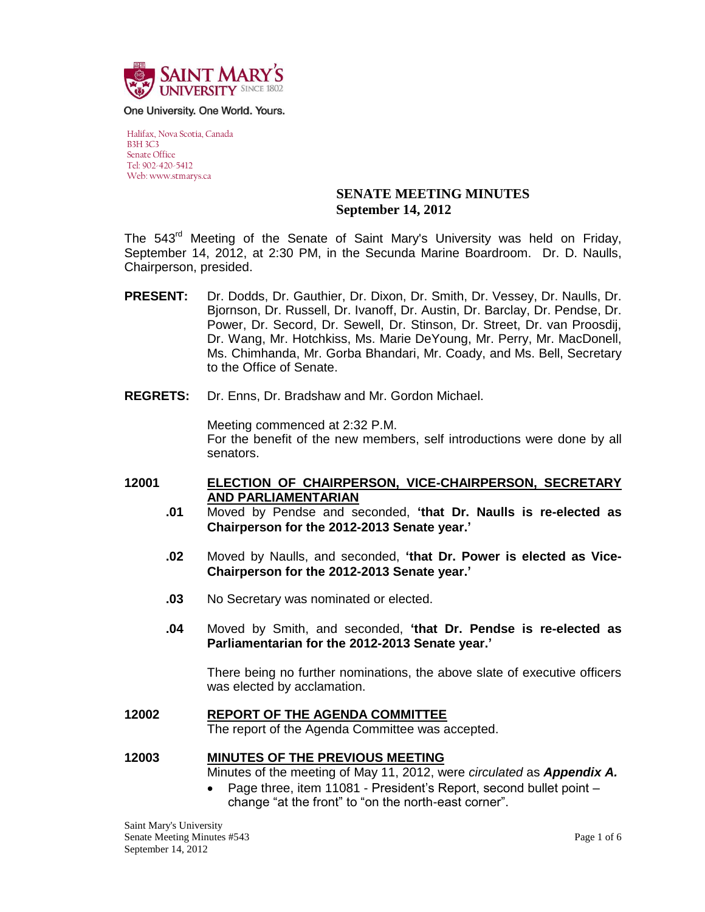Saint Mary's University Since 1802

One University. One World. Yours.

Halifax, Nova Scotia, Canada
B3H 3C3
Senate Office
Tel: 902-420-5412
Web: www.stmarys.ca

# SENATE MEETING MINUTES
## September 14, 2012

The 543rd Meeting of the Senate of Saint Mary's University was held on Friday, September 14, 2012, at 2:30 PM, in the Secunda Marine Boardroom. Dr. D. Naulls, Chairperson, presided.

**PRESENT:** Dr. Dodds, Dr. Gauthier, Dr. Dixon, Dr. Smith, Dr. Vessey, Dr. Naulls, Dr. Bjornson, Dr. Russell, Dr. Ivanoff, Dr. Austin, Dr. Barclay, Dr. Pendse, Dr. Power, Dr. Secord, Dr. Sewell, Dr. Stinson, Dr. Street, Dr. van Proosdij, Dr. Wang, Mr. Hotchkiss, Ms. Marie DeYoung, Mr. Perry, Mr. MacDonell, Ms. Chimhanda, Mr. Gorba Bhandari, Mr. Coady, and Ms. Bell, Secretary to the Office of Senate.

**REGRETS:** Dr. Enns, Dr. Bradshaw and Mr. Gordon Michael.

Meeting commenced at 2:32 P.M.
For the benefit of the new members, self introductions were done by all senators.

**12001 ELECTION OF CHAIRPERSON, VICE-CHAIRPERSON, SECRETARY AND PARLIAMENTARIAN**

**.01** Moved by Pendse and seconded, **'that Dr. Naulls is re-elected as Chairperson for the 2012-2013 Senate year.'**

**.02** Moved by Naulls, and seconded, **'that Dr. Power is elected as Vice-Chairperson for the 2012-2013 Senate year.'**

**.03** No Secretary was nominated or elected.

**.04** Moved by Smith, and seconded, **'that Dr. Pendse is re-elected as Parliamentarian for the 2012-2013 Senate year.'**

There being no further nominations, the above slate of executive officers was elected by acclamation.

**12002 REPORT OF THE AGENDA COMMITTEE**

The report of the Agenda Committee was accepted.

**12003 MINUTES OF THE PREVIOUS MEETING**

Minutes of the meeting of May 11, 2012, were *circulated* as ***Appendix A.***

- Page three, item 11081 - President's Report, second bullet point – change "at the front" to "on the north-east corner".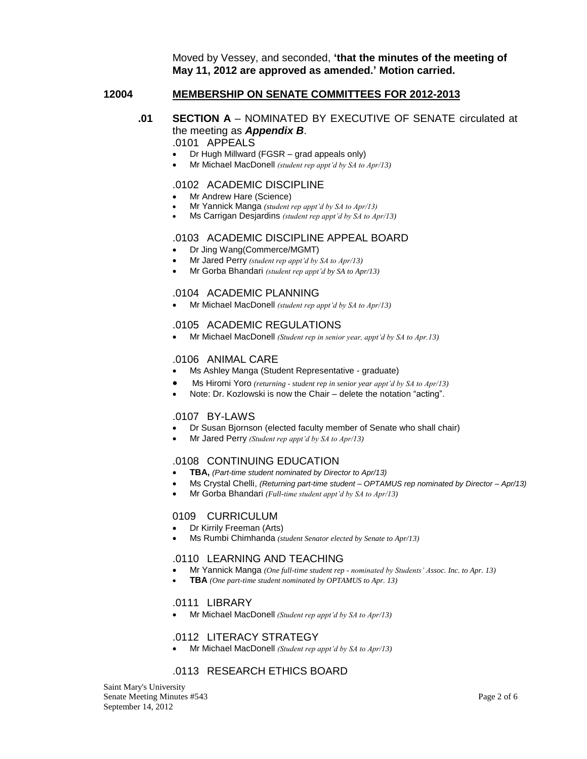Moved by Vessey, and seconded, **'that the minutes of the meeting of May 11, 2012 are approved as amended.' Motion carried.**

## 12004 MEMBERSHIP ON SENATE COMMITTEES FOR 2012-2013

### .01 SECTION A – NOMINATED BY EXECUTIVE OF SENATE circulated at the meeting as ***Appendix B***.

.0101 APPEALS

- Dr Hugh Millward (FGSR – grad appeals only)
- Mr Michael MacDonell *(student rep appt'd by SA to Apr/13)*

.0102 ACADEMIC DISCIPLINE

- Mr Andrew Hare (Science)
- Mr Yannick Manga *(student rep appt'd by SA to Apr/13)*
- Ms Carrigan Desjardins *(student rep appt'd by SA to Apr/13)*

.0103 ACADEMIC DISCIPLINE APPEAL BOARD

- Dr Jing Wang(Commerce/MGMT)
- Mr Jared Perry *(student rep appt'd by SA to Apr/13)*
- Mr Gorba Bhandari *(student rep appt'd by SA to Apr/13)*

.0104 ACADEMIC PLANNING

- Mr Michael MacDonell *(student rep appt'd by SA to Apr/13)*

.0105 ACADEMIC REGULATIONS

- Mr Michael MacDonell *(Student rep in senior year, appt'd by SA to Apr.13)*

.0106 ANIMAL CARE

- Ms Ashley Manga (Student Representative - graduate)
- Ms Hiromi Yoro *(returning - student rep in senior year appt'd by SA to Apr/13)*
- Note: Dr. Kozlowski is now the Chair – delete the notation "acting".

.0107 BY-LAWS

- Dr Susan Bjornson (elected faculty member of Senate who shall chair)
- Mr Jared Perry *(Student rep appt'd by SA to Apr/13)*

.0108 CONTINUING EDUCATION

- **TBA,** *(Part-time student nominated by Director to Apr/13)*
- Ms Crystal Chelli, *(Returning part-time student – OPTAMUS rep nominated by Director – Apr/13)*
- Mr Gorba Bhandari *(Full-time student appt'd by SA to Apr/13)*

0109 CURRICULUM

- Dr Kirrily Freeman (Arts)
- Ms Rumbi Chimhanda *(student Senator elected by Senate to Apr/13)*

.0110 LEARNING AND TEACHING

- Mr Yannick Manga *(One full-time student rep - nominated by Students' Assoc. Inc. to Apr. 13)*
- **TBA** *(One part-time student nominated by OPTAMUS to Apr. 13)*

.0111 LIBRARY

- Mr Michael MacDonell *(Student rep appt'd by SA to Apr/13)*

.0112 LITERACY STRATEGY

- Mr Michael MacDonell *(Student rep appt'd by SA to Apr/13)*

.0113 RESEARCH ETHICS BOARD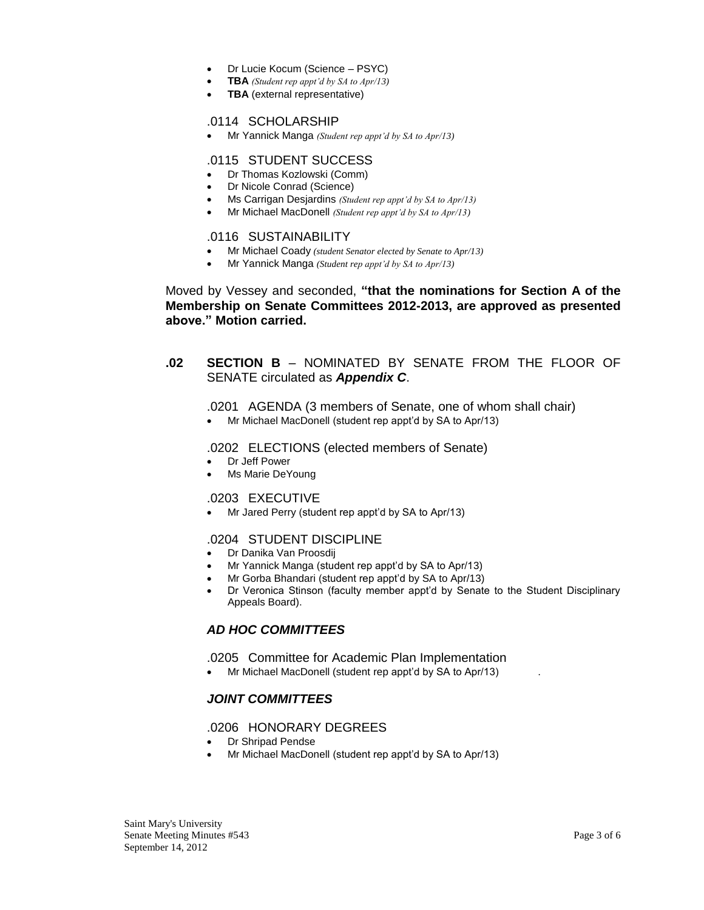- Dr Lucie Kocum (Science – PSYC)
- **TBA** *(Student rep appt'd by SA to Apr/13)*
- **TBA** (external representative)

.0114 SCHOLARSHIP

- Mr Yannick Manga *(Student rep appt'd by SA to Apr/13)*

.0115 STUDENT SUCCESS

- Dr Thomas Kozlowski (Comm)
- Dr Nicole Conrad (Science)
- Ms Carrigan Desjardins *(Student rep appt'd by SA to Apr/13)*
- Mr Michael MacDonell *(Student rep appt'd by SA to Apr/13)*

.0116 SUSTAINABILITY

- Mr Michael Coady *(student Senator elected by Senate to Apr/13)*
- Mr Yannick Manga *(Student rep appt'd by SA to Apr/13)*

Moved by Vessey and seconded, **"that the nominations for Section A of the Membership on Senate Committees 2012-2013, are approved as presented above." Motion carried.**

**.02 SECTION B** – NOMINATED BY SENATE FROM THE FLOOR OF SENATE circulated as ***Appendix C***.

.0201 AGENDA (3 members of Senate, one of whom shall chair)

- Mr Michael MacDonell (student rep appt'd by SA to Apr/13)

.0202 ELECTIONS (elected members of Senate)

- Dr Jeff Power
- Ms Marie DeYoung

.0203 EXECUTIVE

- Mr Jared Perry (student rep appt'd by SA to Apr/13)

.0204 STUDENT DISCIPLINE

- Dr Danika Van Proosdij
- Mr Yannick Manga (student rep appt'd by SA to Apr/13)
- Mr Gorba Bhandari (student rep appt'd by SA to Apr/13)
- Dr Veronica Stinson (faculty member appt'd by Senate to the Student Disciplinary Appeals Board).

***AD HOC COMMITTEES***

.0205 Committee for Academic Plan Implementation

- Mr Michael MacDonell (student rep appt'd by SA to Apr/13) .

***JOINT COMMITTEES***

.0206 HONORARY DEGREES

- Dr Shripad Pendse
- Mr Michael MacDonell (student rep appt'd by SA to Apr/13)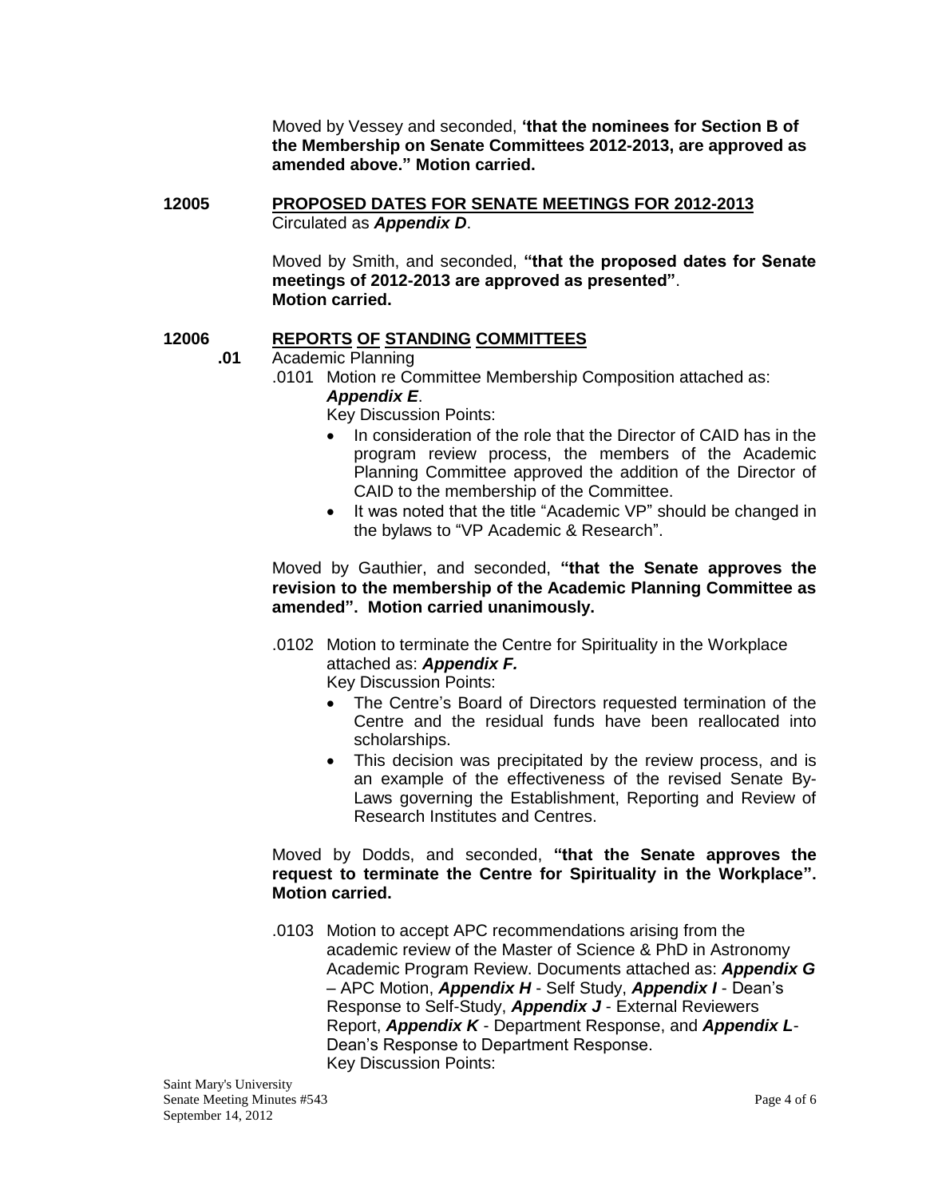Moved by Vessey and seconded, **'that the nominees for Section B of the Membership on Senate Committees 2012-2013, are approved as amended above." Motion carried.**

**12005 PROPOSED DATES FOR SENATE MEETINGS FOR 2012-2013**

Circulated as ***Appendix D***.

Moved by Smith, and seconded, **"that the proposed dates for Senate meetings of 2012-2013 are approved as presented"**. **Motion carried.**

**12006 REPORTS OF STANDING COMMITTEES**

**.01** Academic Planning

.0101 Motion re Committee Membership Composition attached as: ***Appendix E***.

Key Discussion Points:

- In consideration of the role that the Director of CAID has in the program review process, the members of the Academic Planning Committee approved the addition of the Director of CAID to the membership of the Committee.
- It was noted that the title "Academic VP" should be changed in the bylaws to "VP Academic & Research".

Moved by Gauthier, and seconded, **"that the Senate approves the revision to the membership of the Academic Planning Committee as amended". Motion carried unanimously.**

.0102 Motion to terminate the Centre for Spirituality in the Workplace attached as: ***Appendix F.***

Key Discussion Points:

- The Centre's Board of Directors requested termination of the Centre and the residual funds have been reallocated into scholarships.
- This decision was precipitated by the review process, and is an example of the effectiveness of the revised Senate By-Laws governing the Establishment, Reporting and Review of Research Institutes and Centres.

Moved by Dodds, and seconded, **"that the Senate approves the request to terminate the Centre for Spirituality in the Workplace". Motion carried.**

.0103 Motion to accept APC recommendations arising from the academic review of the Master of Science & PhD in Astronomy Academic Program Review. Documents attached as: ***Appendix G*** – APC Motion, ***Appendix H*** - Self Study, ***Appendix I*** - Dean's Response to Self-Study, ***Appendix J*** - External Reviewers Report, ***Appendix K*** - Department Response, and ***Appendix L***- Dean's Response to Department Response.

Key Discussion Points: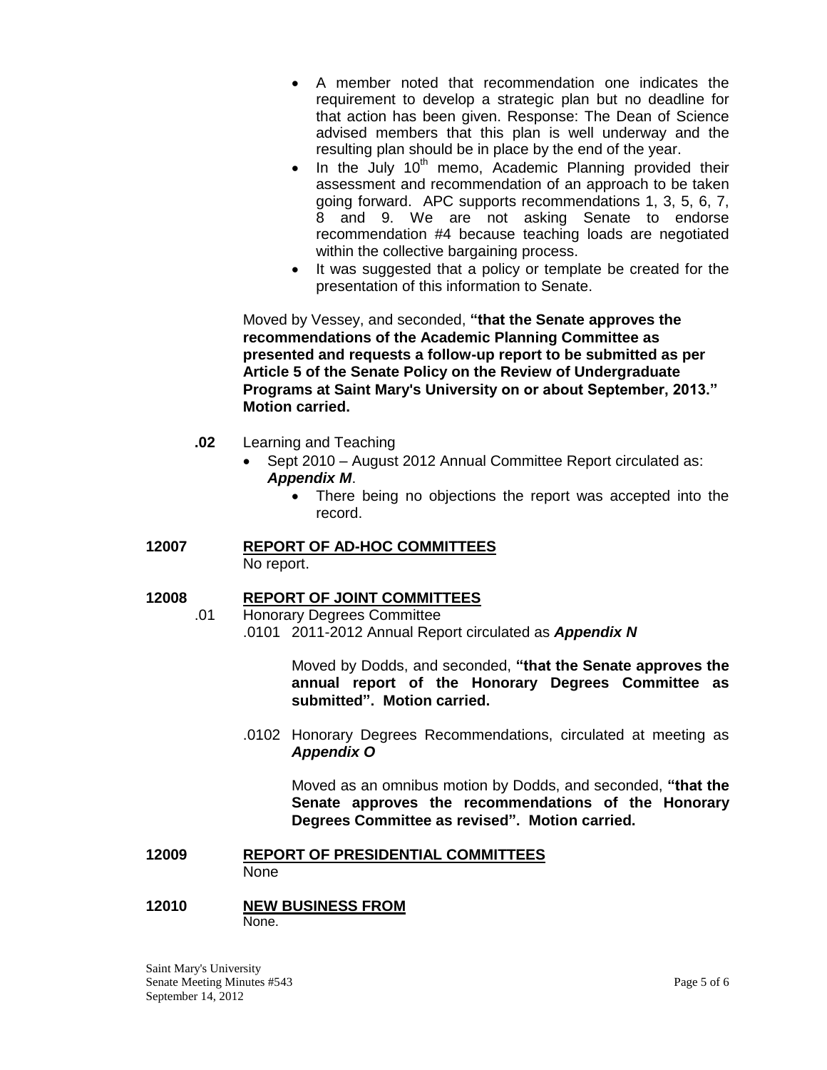- A member noted that recommendation one indicates the requirement to develop a strategic plan but no deadline for that action has been given. Response: The Dean of Science advised members that this plan is well underway and the resulting plan should be in place by the end of the year.
- In the July 10th memo, Academic Planning provided their assessment and recommendation of an approach to be taken going forward. APC supports recommendations 1, 3, 5, 6, 7, 8 and 9. We are not asking Senate to endorse recommendation #4 because teaching loads are negotiated within the collective bargaining process.
- It was suggested that a policy or template be created for the presentation of this information to Senate.

Moved by Vessey, and seconded, **"that the Senate approves the recommendations of the Academic Planning Committee as presented and requests a follow-up report to be submitted as per Article 5 of the Senate Policy on the Review of Undergraduate Programs at Saint Mary's University on or about September, 2013." Motion carried.**

**.02** Learning and Teaching

- Sept 2010 – August 2012 Annual Committee Report circulated as: ***Appendix M***.
  - There being no objections the report was accepted into the record.

**12007 REPORT OF AD-HOC COMMITTEES**

No report.

**12008 REPORT OF JOINT COMMITTEES**

.01 Honorary Degrees Committee

.0101 2011-2012 Annual Report circulated as ***Appendix N***

Moved by Dodds, and seconded, **"that the Senate approves the annual report of the Honorary Degrees Committee as submitted". Motion carried.**

.0102 Honorary Degrees Recommendations, circulated at meeting as ***Appendix O***

Moved as an omnibus motion by Dodds, and seconded, **"that the Senate approves the recommendations of the Honorary Degrees Committee as revised". Motion carried.**

**12009 REPORT OF PRESIDENTIAL COMMITTEES**

None

**12010 NEW BUSINESS FROM**

None.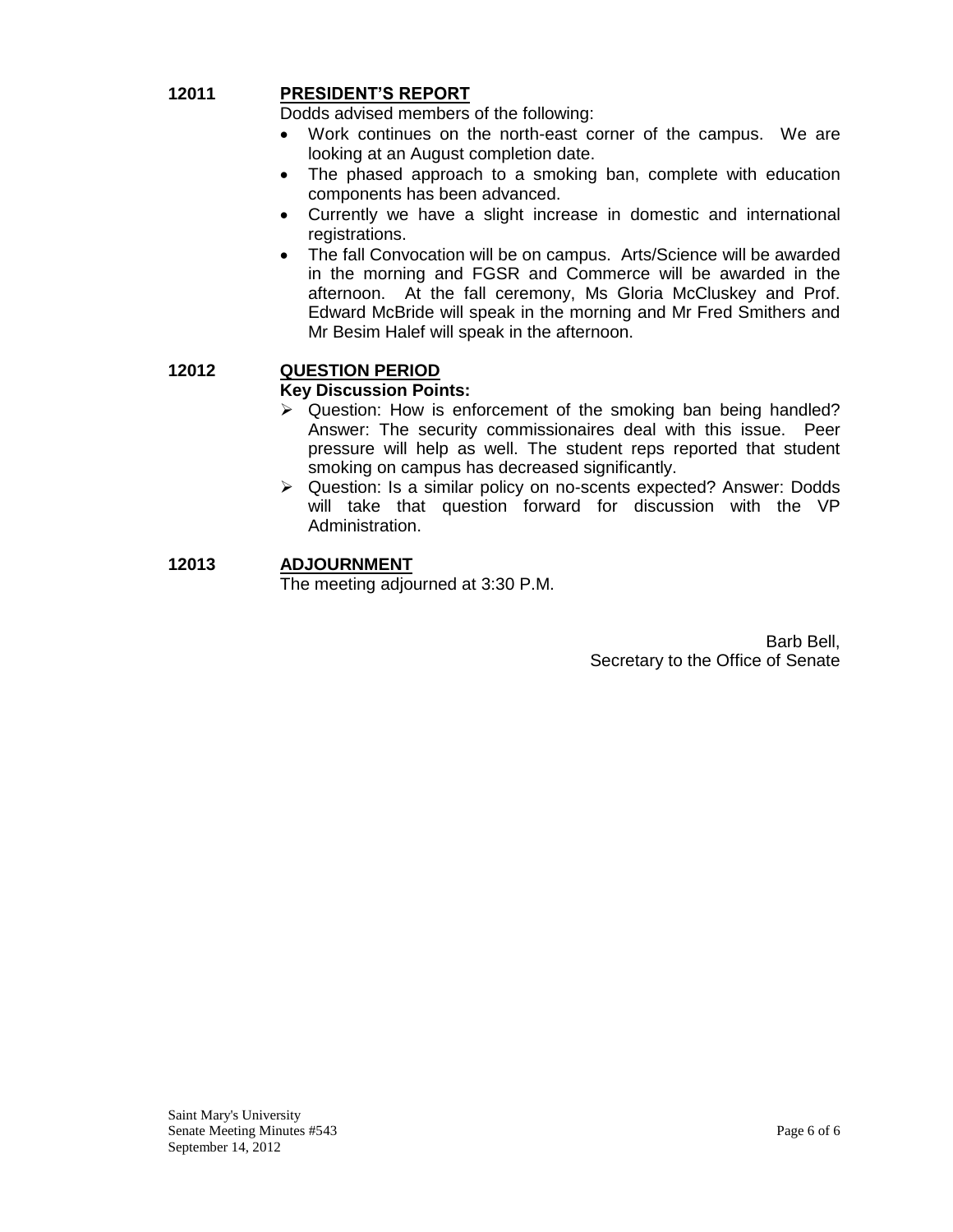**12011 PRESIDENT'S REPORT**

Dodds advised members of the following:

- Work continues on the north-east corner of the campus. We are looking at an August completion date.
- The phased approach to a smoking ban, complete with education components has been advanced.
- Currently we have a slight increase in domestic and international registrations.
- The fall Convocation will be on campus. Arts/Science will be awarded in the morning and FGSR and Commerce will be awarded in the afternoon. At the fall ceremony, Ms Gloria McCluskey and Prof. Edward McBride will speak in the morning and Mr Fred Smithers and Mr Besim Halef will speak in the afternoon.

**12012 QUESTION PERIOD**

**Key Discussion Points:**

- Question: How is enforcement of the smoking ban being handled? Answer: The security commissionaires deal with this issue. Peer pressure will help as well. The student reps reported that student smoking on campus has decreased significantly.
- Question: Is a similar policy on no-scents expected? Answer: Dodds will take that question forward for discussion with the VP Administration.

**12013 ADJOURNMENT**

The meeting adjourned at 3:30 P.M.

Barb Bell,
Secretary to the Office of Senate